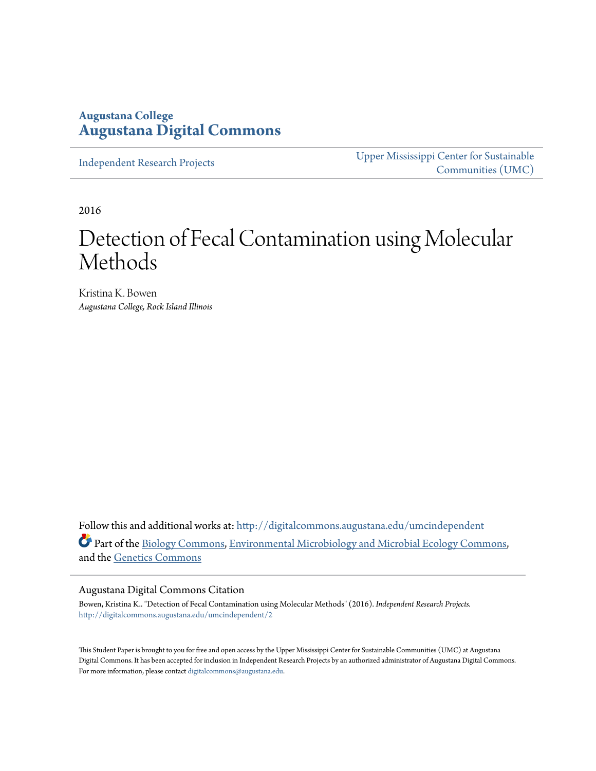Augustana College
**Augustana Digital Commons**

Independent Research Projects

Upper Mississippi Center for Sustainable Communities (UMC)

2016

# Detection of Fecal Contamination using Molecular Methods

Kristina K. Bowen
*Augustana College, Rock Island Illinois*

Follow this and additional works at: http://digitalcommons.augustana.edu/umcindependent

Part of the Biology Commons, Environmental Microbiology and Microbial Ecology Commons, and the Genetics Commons

## Augustana Digital Commons Citation

Bowen, Kristina K.. "Detection of Fecal Contamination using Molecular Methods" (2016). *Independent Research Projects.* http://digitalcommons.augustana.edu/umcindependent/2

This Student Paper is brought to you for free and open access by the Upper Mississippi Center for Sustainable Communities (UMC) at Augustana Digital Commons. It has been accepted for inclusion in Independent Research Projects by an authorized administrator of Augustana Digital Commons. For more information, please contact digitalcommons@augustana.edu.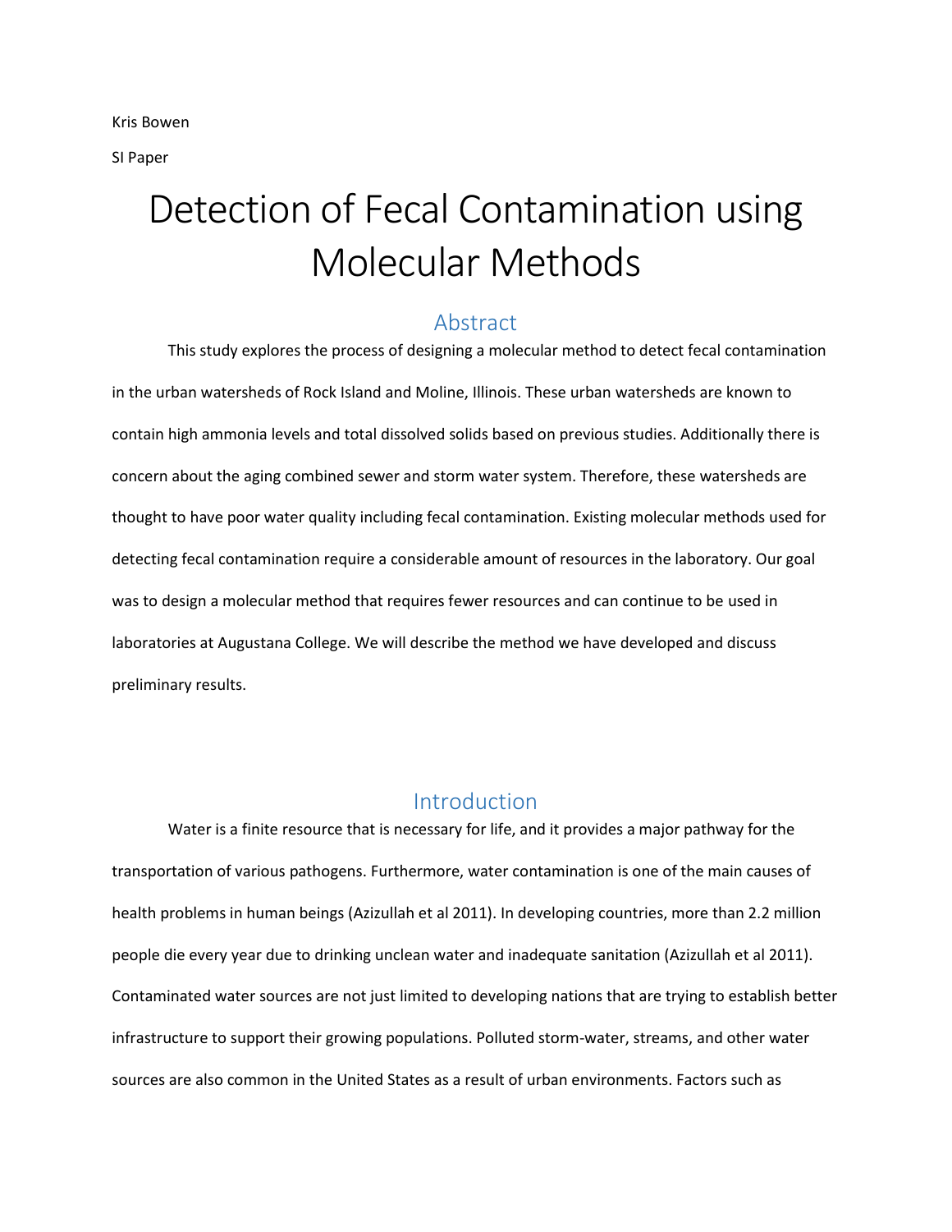Kris Bowen

SI Paper

# Detection of Fecal Contamination using Molecular Methods

## Abstract

This study explores the process of designing a molecular method to detect fecal contamination in the urban watersheds of Rock Island and Moline, Illinois. These urban watersheds are known to contain high ammonia levels and total dissolved solids based on previous studies. Additionally there is concern about the aging combined sewer and storm water system. Therefore, these watersheds are thought to have poor water quality including fecal contamination. Existing molecular methods used for detecting fecal contamination require a considerable amount of resources in the laboratory. Our goal was to design a molecular method that requires fewer resources and can continue to be used in laboratories at Augustana College. We will describe the method we have developed and discuss preliminary results.

## Introduction

Water is a finite resource that is necessary for life, and it provides a major pathway for the transportation of various pathogens. Furthermore, water contamination is one of the main causes of health problems in human beings (Azizullah et al 2011). In developing countries, more than 2.2 million people die every year due to drinking unclean water and inadequate sanitation (Azizullah et al 2011). Contaminated water sources are not just limited to developing nations that are trying to establish better infrastructure to support their growing populations. Polluted storm-water, streams, and other water sources are also common in the United States as a result of urban environments. Factors such as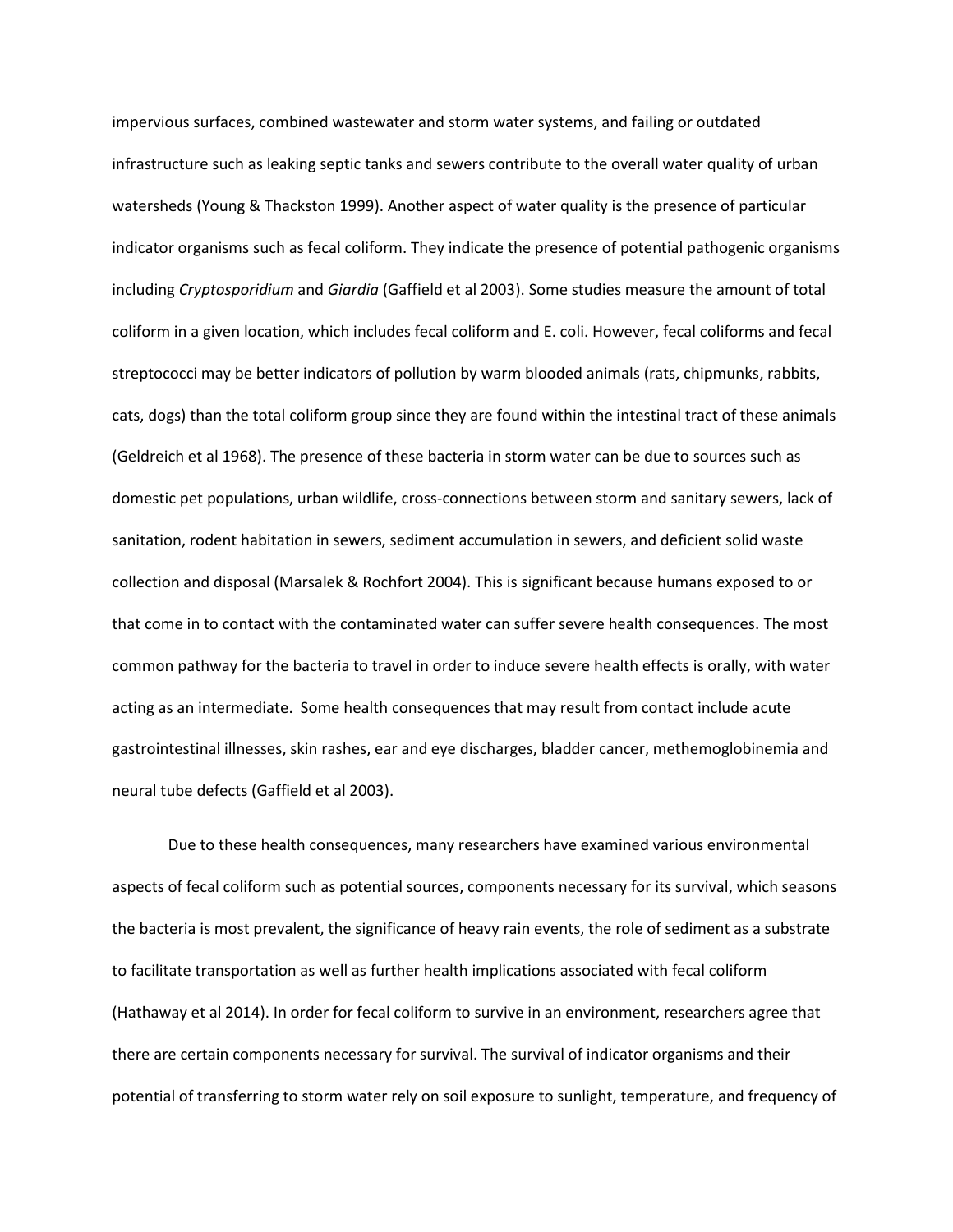impervious surfaces, combined wastewater and storm water systems, and failing or outdated infrastructure such as leaking septic tanks and sewers contribute to the overall water quality of urban watersheds (Young & Thackston 1999). Another aspect of water quality is the presence of particular indicator organisms such as fecal coliform. They indicate the presence of potential pathogenic organisms including *Cryptosporidium* and *Giardia* (Gaffield et al 2003). Some studies measure the amount of total coliform in a given location, which includes fecal coliform and E. coli. However, fecal coliforms and fecal streptococci may be better indicators of pollution by warm blooded animals (rats, chipmunks, rabbits, cats, dogs) than the total coliform group since they are found within the intestinal tract of these animals (Geldreich et al 1968). The presence of these bacteria in storm water can be due to sources such as domestic pet populations, urban wildlife, cross-connections between storm and sanitary sewers, lack of sanitation, rodent habitation in sewers, sediment accumulation in sewers, and deficient solid waste collection and disposal (Marsalek & Rochfort 2004). This is significant because humans exposed to or that come in to contact with the contaminated water can suffer severe health consequences. The most common pathway for the bacteria to travel in order to induce severe health effects is orally, with water acting as an intermediate. Some health consequences that may result from contact include acute gastrointestinal illnesses, skin rashes, ear and eye discharges, bladder cancer, methemoglobinemia and neural tube defects (Gaffield et al 2003).

Due to these health consequences, many researchers have examined various environmental aspects of fecal coliform such as potential sources, components necessary for its survival, which seasons the bacteria is most prevalent, the significance of heavy rain events, the role of sediment as a substrate to facilitate transportation as well as further health implications associated with fecal coliform (Hathaway et al 2014). In order for fecal coliform to survive in an environment, researchers agree that there are certain components necessary for survival. The survival of indicator organisms and their potential of transferring to storm water rely on soil exposure to sunlight, temperature, and frequency of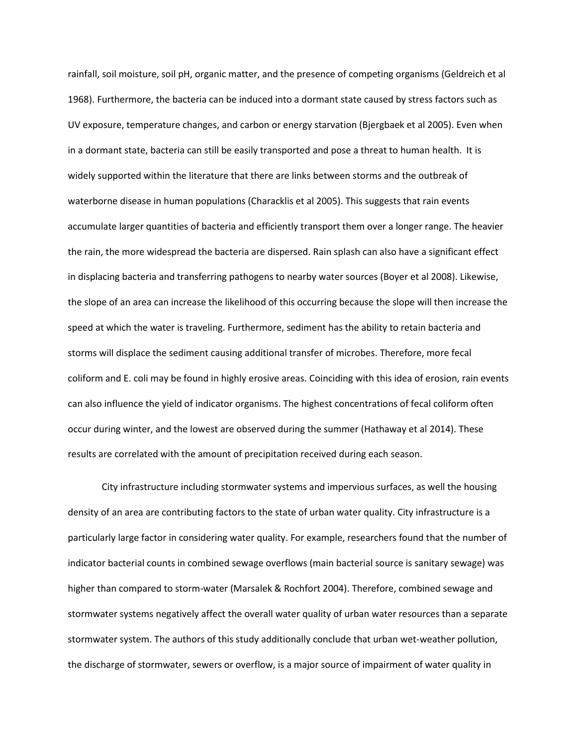rainfall, soil moisture, soil pH, organic matter, and the presence of competing organisms (Geldreich et al 1968). Furthermore, the bacteria can be induced into a dormant state caused by stress factors such as UV exposure, temperature changes, and carbon or energy starvation (Bjergbaek et al 2005). Even when in a dormant state, bacteria can still be easily transported and pose a threat to human health. It is widely supported within the literature that there are links between storms and the outbreak of waterborne disease in human populations (Characklis et al 2005). This suggests that rain events accumulate larger quantities of bacteria and efficiently transport them over a longer range. The heavier the rain, the more widespread the bacteria are dispersed. Rain splash can also have a significant effect in displacing bacteria and transferring pathogens to nearby water sources (Boyer et al 2008). Likewise, the slope of an area can increase the likelihood of this occurring because the slope will then increase the speed at which the water is traveling. Furthermore, sediment has the ability to retain bacteria and storms will displace the sediment causing additional transfer of microbes. Therefore, more fecal coliform and E. coli may be found in highly erosive areas. Coinciding with this idea of erosion, rain events can also influence the yield of indicator organisms. The highest concentrations of fecal coliform often occur during winter, and the lowest are observed during the summer (Hathaway et al 2014). These results are correlated with the amount of precipitation received during each season.

City infrastructure including stormwater systems and impervious surfaces, as well the housing density of an area are contributing factors to the state of urban water quality. City infrastructure is a particularly large factor in considering water quality. For example, researchers found that the number of indicator bacterial counts in combined sewage overflows (main bacterial source is sanitary sewage) was higher than compared to storm-water (Marsalek & Rochfort 2004). Therefore, combined sewage and stormwater systems negatively affect the overall water quality of urban water resources than a separate stormwater system. The authors of this study additionally conclude that urban wet-weather pollution, the discharge of stormwater, sewers or overflow, is a major source of impairment of water quality in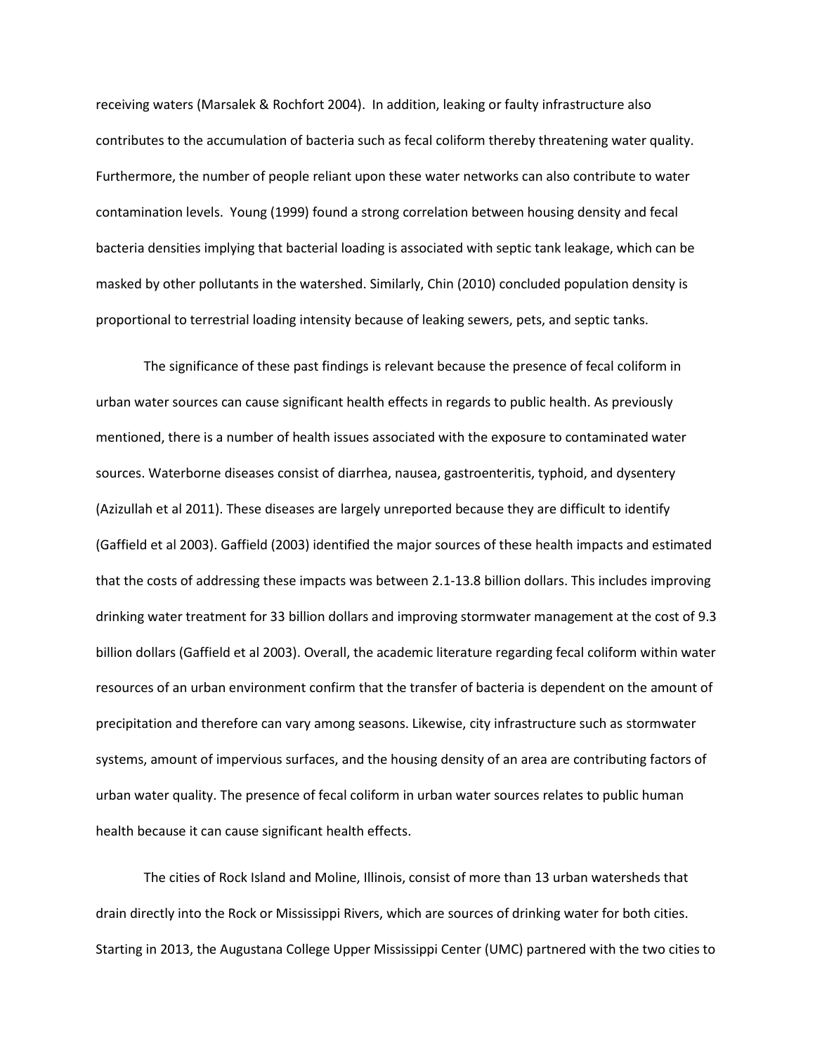receiving waters (Marsalek & Rochfort 2004). In addition, leaking or faulty infrastructure also contributes to the accumulation of bacteria such as fecal coliform thereby threatening water quality. Furthermore, the number of people reliant upon these water networks can also contribute to water contamination levels. Young (1999) found a strong correlation between housing density and fecal bacteria densities implying that bacterial loading is associated with septic tank leakage, which can be masked by other pollutants in the watershed. Similarly, Chin (2010) concluded population density is proportional to terrestrial loading intensity because of leaking sewers, pets, and septic tanks.

The significance of these past findings is relevant because the presence of fecal coliform in urban water sources can cause significant health effects in regards to public health. As previously mentioned, there is a number of health issues associated with the exposure to contaminated water sources. Waterborne diseases consist of diarrhea, nausea, gastroenteritis, typhoid, and dysentery (Azizullah et al 2011). These diseases are largely unreported because they are difficult to identify (Gaffield et al 2003). Gaffield (2003) identified the major sources of these health impacts and estimated that the costs of addressing these impacts was between 2.1-13.8 billion dollars. This includes improving drinking water treatment for 33 billion dollars and improving stormwater management at the cost of 9.3 billion dollars (Gaffield et al 2003). Overall, the academic literature regarding fecal coliform within water resources of an urban environment confirm that the transfer of bacteria is dependent on the amount of precipitation and therefore can vary among seasons. Likewise, city infrastructure such as stormwater systems, amount of impervious surfaces, and the housing density of an area are contributing factors of urban water quality. The presence of fecal coliform in urban water sources relates to public human health because it can cause significant health effects.

The cities of Rock Island and Moline, Illinois, consist of more than 13 urban watersheds that drain directly into the Rock or Mississippi Rivers, which are sources of drinking water for both cities. Starting in 2013, the Augustana College Upper Mississippi Center (UMC) partnered with the two cities to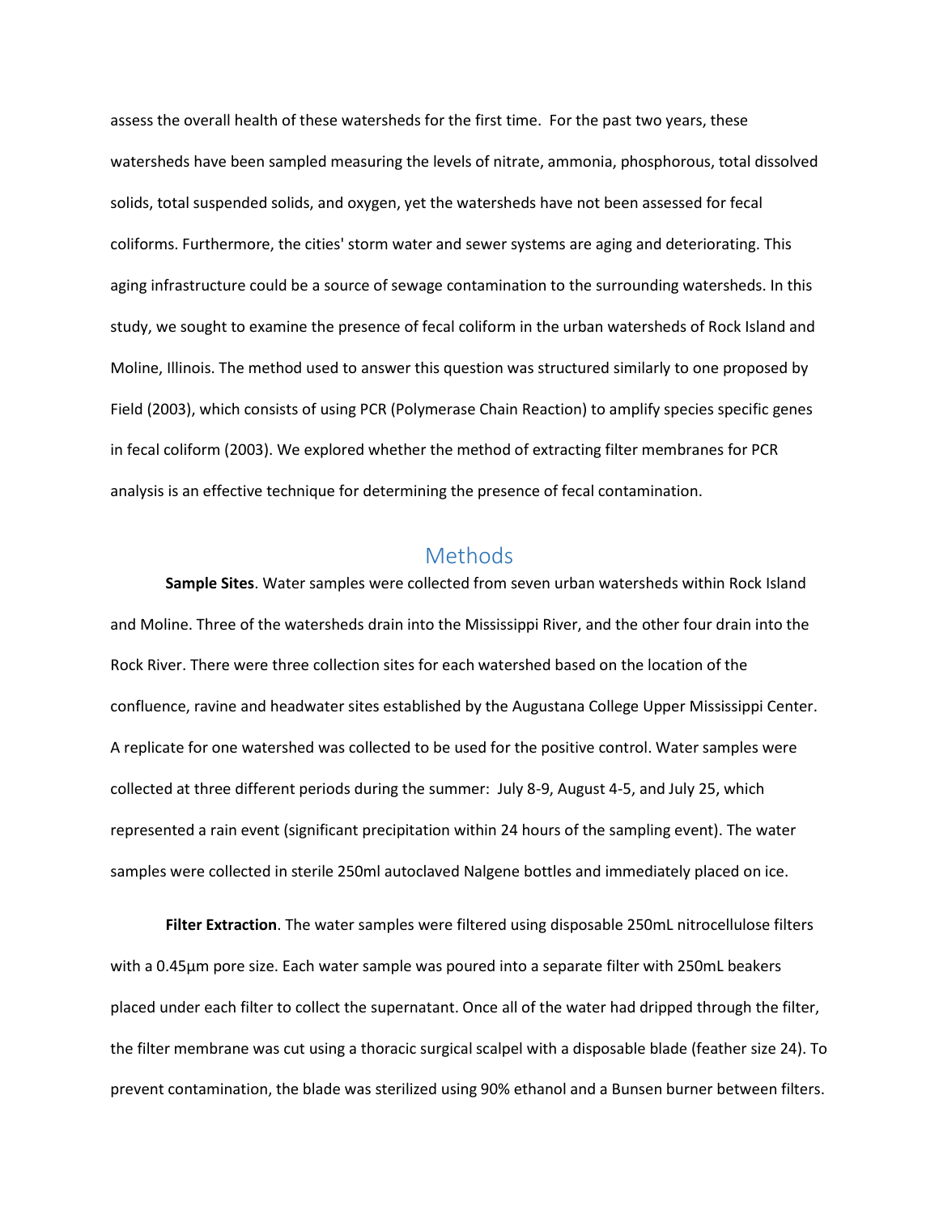assess the overall health of these watersheds for the first time. For the past two years, these watersheds have been sampled measuring the levels of nitrate, ammonia, phosphorous, total dissolved solids, total suspended solids, and oxygen, yet the watersheds have not been assessed for fecal coliforms. Furthermore, the cities' storm water and sewer systems are aging and deteriorating. This aging infrastructure could be a source of sewage contamination to the surrounding watersheds. In this study, we sought to examine the presence of fecal coliform in the urban watersheds of Rock Island and Moline, Illinois. The method used to answer this question was structured similarly to one proposed by Field (2003), which consists of using PCR (Polymerase Chain Reaction) to amplify species specific genes in fecal coliform (2003). We explored whether the method of extracting filter membranes for PCR analysis is an effective technique for determining the presence of fecal contamination.

## Methods

**Sample Sites**. Water samples were collected from seven urban watersheds within Rock Island and Moline. Three of the watersheds drain into the Mississippi River, and the other four drain into the Rock River. There were three collection sites for each watershed based on the location of the confluence, ravine and headwater sites established by the Augustana College Upper Mississippi Center. A replicate for one watershed was collected to be used for the positive control. Water samples were collected at three different periods during the summer: July 8-9, August 4-5, and July 25, which represented a rain event (significant precipitation within 24 hours of the sampling event). The water samples were collected in sterile 250ml autoclaved Nalgene bottles and immediately placed on ice.

**Filter Extraction**. The water samples were filtered using disposable 250mL nitrocellulose filters with a 0.45µm pore size. Each water sample was poured into a separate filter with 250mL beakers placed under each filter to collect the supernatant. Once all of the water had dripped through the filter, the filter membrane was cut using a thoracic surgical scalpel with a disposable blade (feather size 24). To prevent contamination, the blade was sterilized using 90% ethanol and a Bunsen burner between filters.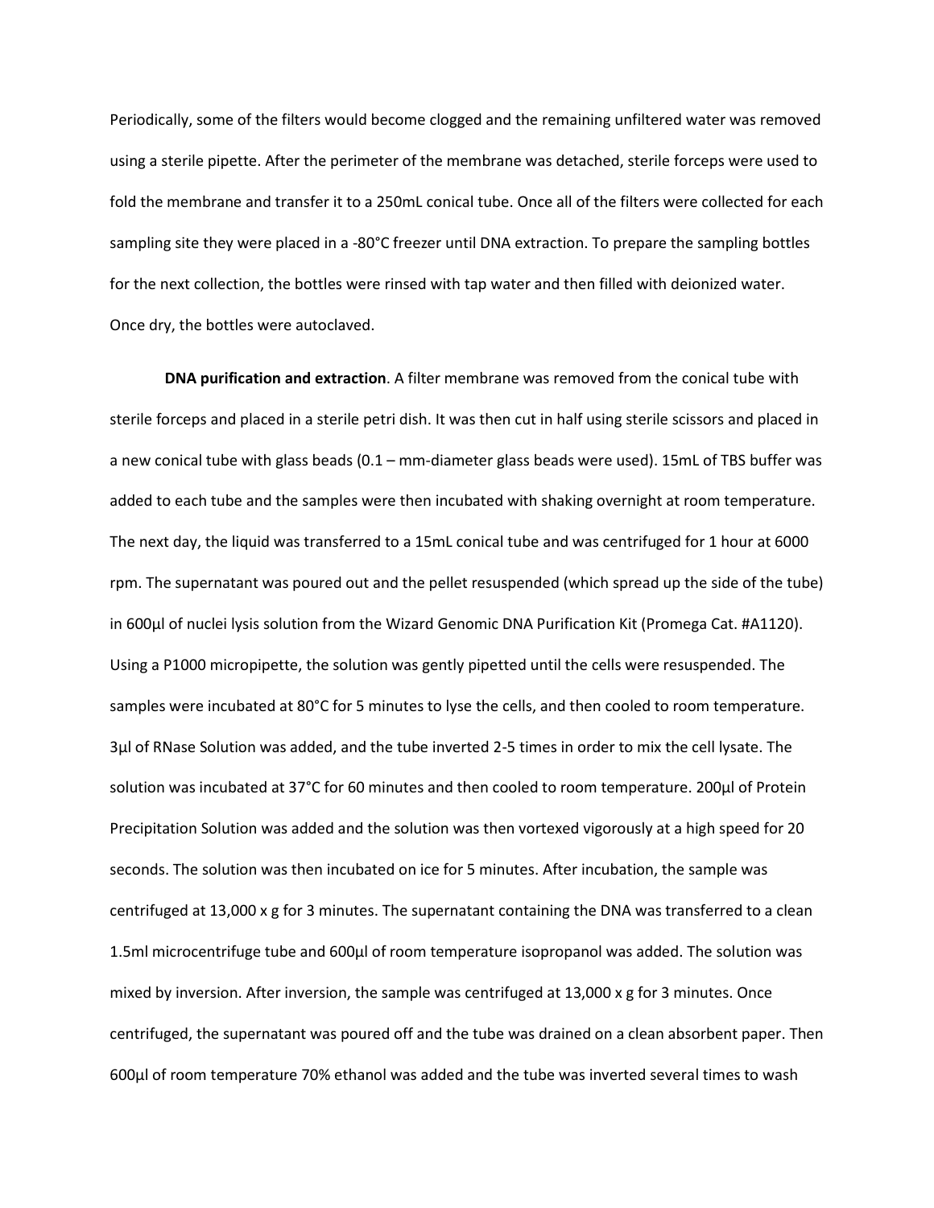Periodically, some of the filters would become clogged and the remaining unfiltered water was removed using a sterile pipette. After the perimeter of the membrane was detached, sterile forceps were used to fold the membrane and transfer it to a 250mL conical tube. Once all of the filters were collected for each sampling site they were placed in a -80°C freezer until DNA extraction. To prepare the sampling bottles for the next collection, the bottles were rinsed with tap water and then filled with deionized water. Once dry, the bottles were autoclaved.

**DNA purification and extraction**. A filter membrane was removed from the conical tube with sterile forceps and placed in a sterile petri dish. It was then cut in half using sterile scissors and placed in a new conical tube with glass beads (0.1 – mm-diameter glass beads were used). 15mL of TBS buffer was added to each tube and the samples were then incubated with shaking overnight at room temperature. The next day, the liquid was transferred to a 15mL conical tube and was centrifuged for 1 hour at 6000 rpm. The supernatant was poured out and the pellet resuspended (which spread up the side of the tube) in 600µl of nuclei lysis solution from the Wizard Genomic DNA Purification Kit (Promega Cat. #A1120). Using a P1000 micropipette, the solution was gently pipetted until the cells were resuspended. The samples were incubated at 80°C for 5 minutes to lyse the cells, and then cooled to room temperature. 3µl of RNase Solution was added, and the tube inverted 2-5 times in order to mix the cell lysate. The solution was incubated at 37°C for 60 minutes and then cooled to room temperature. 200µl of Protein Precipitation Solution was added and the solution was then vortexed vigorously at a high speed for 20 seconds. The solution was then incubated on ice for 5 minutes. After incubation, the sample was centrifuged at 13,000 x g for 3 minutes. The supernatant containing the DNA was transferred to a clean 1.5ml microcentrifuge tube and 600µl of room temperature isopropanol was added. The solution was mixed by inversion. After inversion, the sample was centrifuged at 13,000 x g for 3 minutes. Once centrifuged, the supernatant was poured off and the tube was drained on a clean absorbent paper. Then 600µl of room temperature 70% ethanol was added and the tube was inverted several times to wash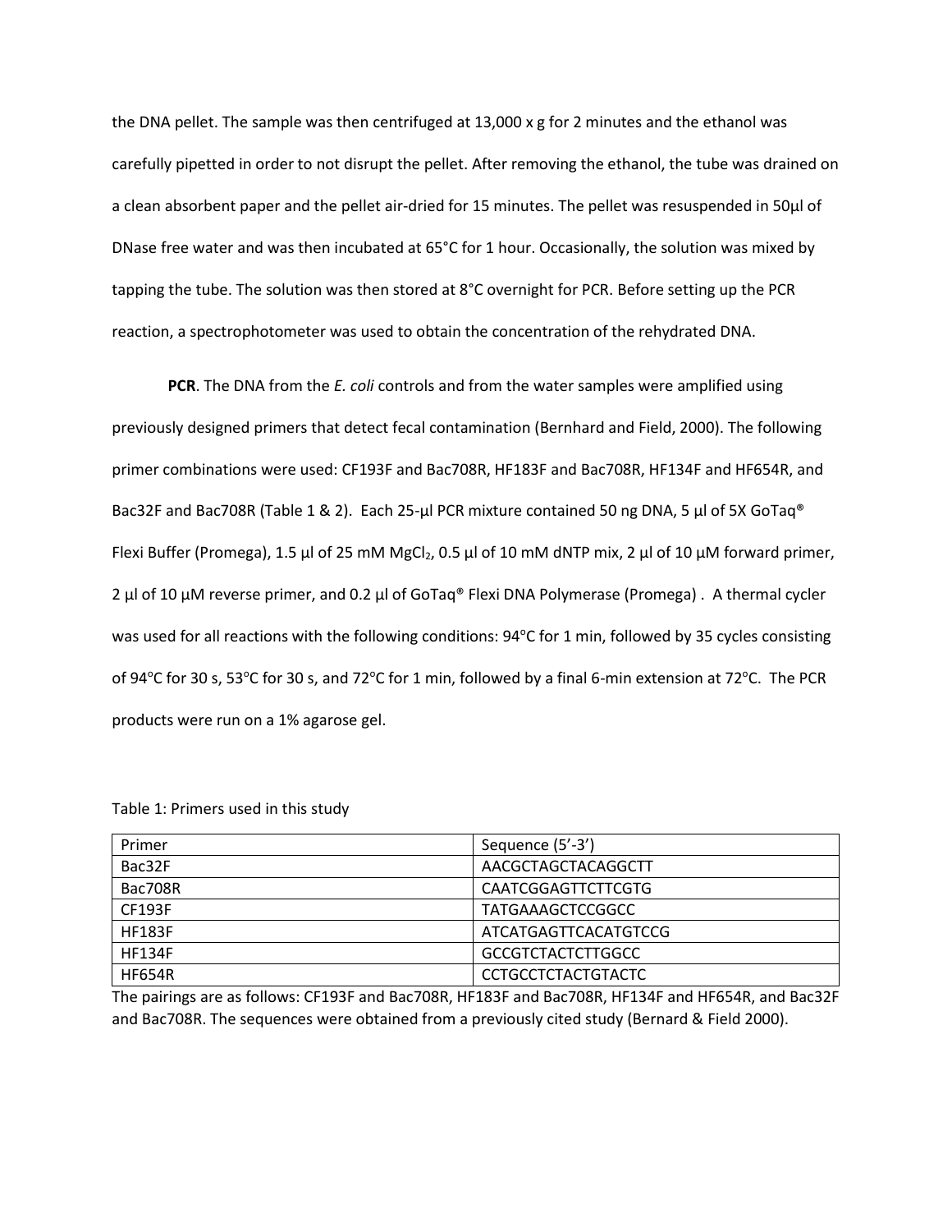the DNA pellet. The sample was then centrifuged at 13,000 x g for 2 minutes and the ethanol was carefully pipetted in order to not disrupt the pellet. After removing the ethanol, the tube was drained on a clean absorbent paper and the pellet air-dried for 15 minutes. The pellet was resuspended in 50µl of DNase free water and was then incubated at 65°C for 1 hour. Occasionally, the solution was mixed by tapping the tube. The solution was then stored at 8°C overnight for PCR. Before setting up the PCR reaction, a spectrophotometer was used to obtain the concentration of the rehydrated DNA.

**PCR**. The DNA from the *E. coli* controls and from the water samples were amplified using previously designed primers that detect fecal contamination (Bernhard and Field, 2000). The following primer combinations were used: CF193F and Bac708R, HF183F and Bac708R, HF134F and HF654R, and Bac32F and Bac708R (Table 1 & 2). Each 25-µl PCR mixture contained 50 ng DNA, 5 µl of 5X GoTaq® Flexi Buffer (Promega), 1.5 µl of 25 mM $MgCl_2$, 0.5 µl of 10 mM dNTP mix, 2 µl of 10 µM forward primer, 2 µl of 10 µM reverse primer, and 0.2 µl of GoTaq® Flexi DNA Polymerase (Promega) . A thermal cycler was used for all reactions with the following conditions: 94°C for 1 min, followed by 35 cycles consisting of 94°C for 30 s, 53°C for 30 s, and 72°C for 1 min, followed by a final 6-min extension at 72°C. The PCR products were run on a 1% agarose gel.

Table 1: Primers used in this study

| Primer | Sequence (5'-3') |
|---|---|
| Bac32F | AACGCTAGCTACAGGCTT |
| Bac708R | CAATCGGAGTTCTTCGTG |
| CF193F | TATGAAAGCTCCGGCC |
| HF183F | ATCATGAGTTCACATGTCCG |
| HF134F | GCCGTCTACTCTTGGCC |
| HF654R | CCTGCCTCTACTGTACTC |

The pairings are as follows: CF193F and Bac708R, HF183F and Bac708R, HF134F and HF654R, and Bac32F and Bac708R. The sequences were obtained from a previously cited study (Bernard & Field 2000).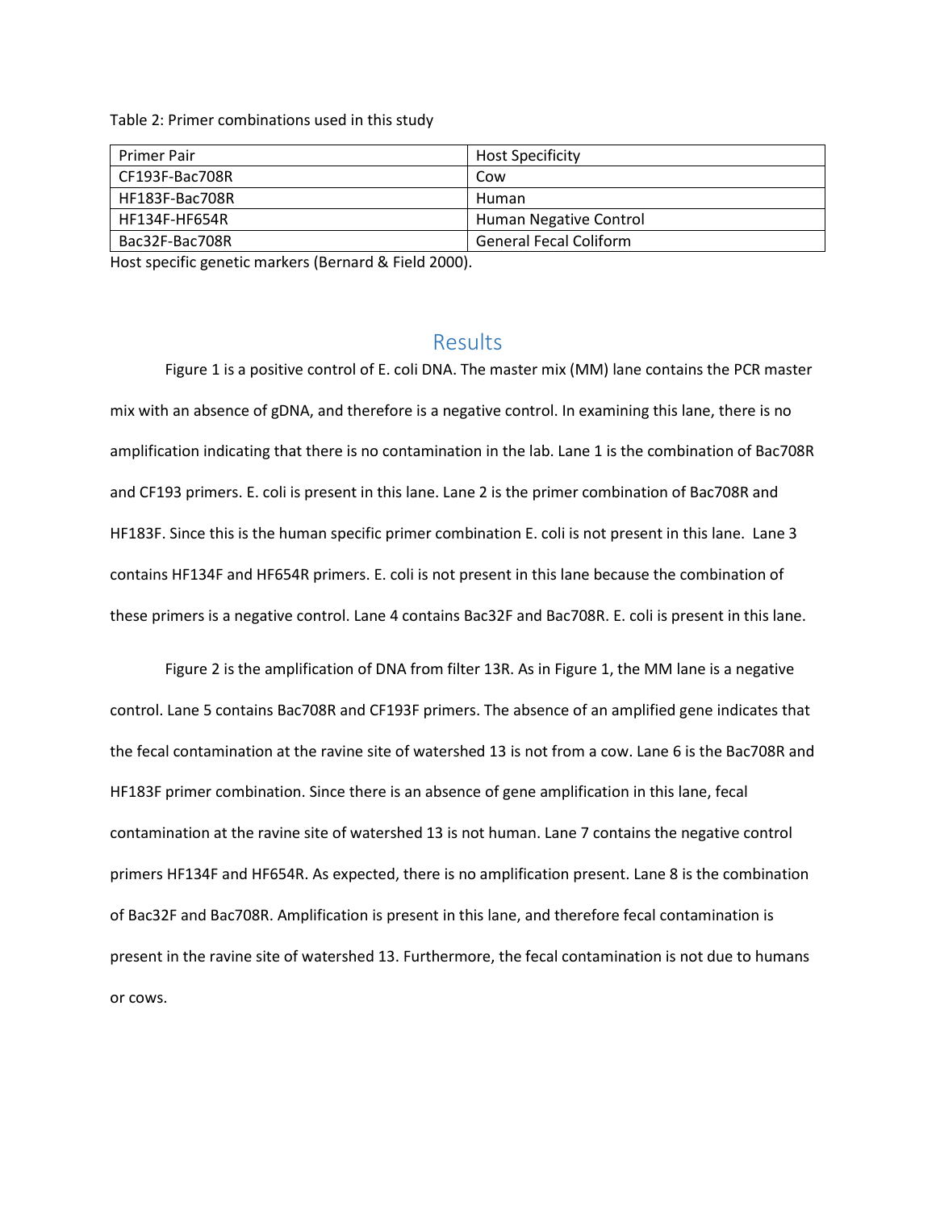Table 2: Primer combinations used in this study

| Primer Pair | Host Specificity |
| --- | --- |
| CF193F-Bac708R | Cow |
| HF183F-Bac708R | Human |
| HF134F-HF654R | Human Negative Control |
| Bac32F-Bac708R | General Fecal Coliform |

Host specific genetic markers (Bernard & Field 2000).

## Results

Figure 1 is a positive control of E. coli DNA. The master mix (MM) lane contains the PCR master mix with an absence of gDNA, and therefore is a negative control. In examining this lane, there is no amplification indicating that there is no contamination in the lab. Lane 1 is the combination of Bac708R and CF193 primers. E. coli is present in this lane. Lane 2 is the primer combination of Bac708R and HF183F. Since this is the human specific primer combination E. coli is not present in this lane. Lane 3 contains HF134F and HF654R primers. E. coli is not present in this lane because the combination of these primers is a negative control. Lane 4 contains Bac32F and Bac708R. E. coli is present in this lane.

Figure 2 is the amplification of DNA from filter 13R. As in Figure 1, the MM lane is a negative control. Lane 5 contains Bac708R and CF193F primers. The absence of an amplified gene indicates that the fecal contamination at the ravine site of watershed 13 is not from a cow. Lane 6 is the Bac708R and HF183F primer combination. Since there is an absence of gene amplification in this lane, fecal contamination at the ravine site of watershed 13 is not human. Lane 7 contains the negative control primers HF134F and HF654R. As expected, there is no amplification present. Lane 8 is the combination of Bac32F and Bac708R. Amplification is present in this lane, and therefore fecal contamination is present in the ravine site of watershed 13. Furthermore, the fecal contamination is not due to humans or cows.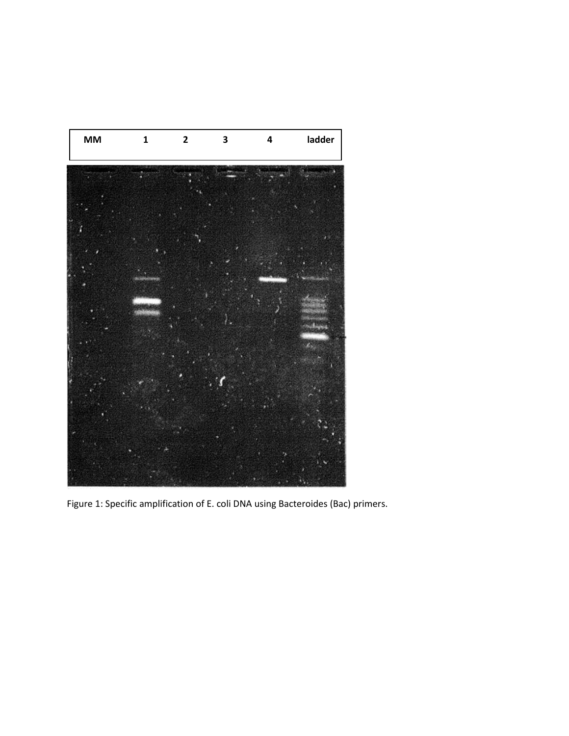| MM | 1 | 2 | 3 | 4 | ladder |
|---|---|---|---|---|---|

Figure 1: Specific amplification of E. coli DNA using Bacteroides (Bac) primers.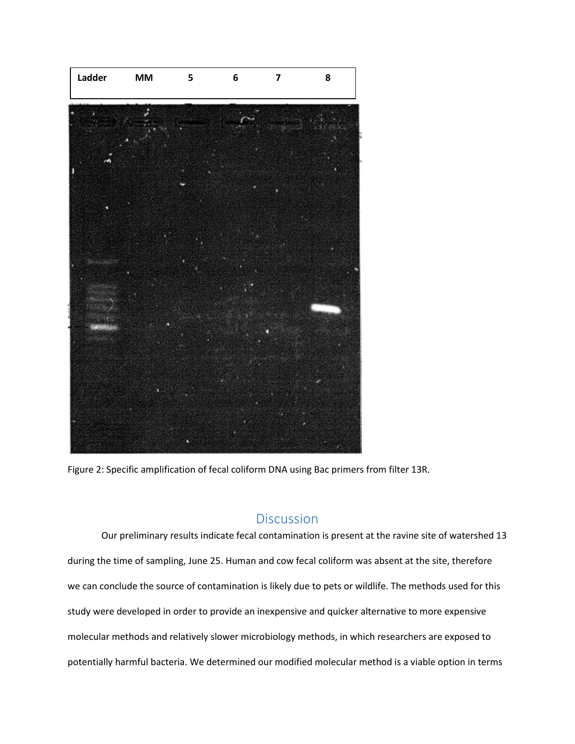| Ladder | MM | 5 | 6 | 7 | 8 |
| --- | --- | --- | --- | --- | --- |

Figure 2: Specific amplification of fecal coliform DNA using Bac primers from filter 13R.

## Discussion

Our preliminary results indicate fecal contamination is present at the ravine site of watershed 13 during the time of sampling, June 25. Human and cow fecal coliform was absent at the site, therefore we can conclude the source of contamination is likely due to pets or wildlife. The methods used for this study were developed in order to provide an inexpensive and quicker alternative to more expensive molecular methods and relatively slower microbiology methods, in which researchers are exposed to potentially harmful bacteria. We determined our modified molecular method is a viable option in terms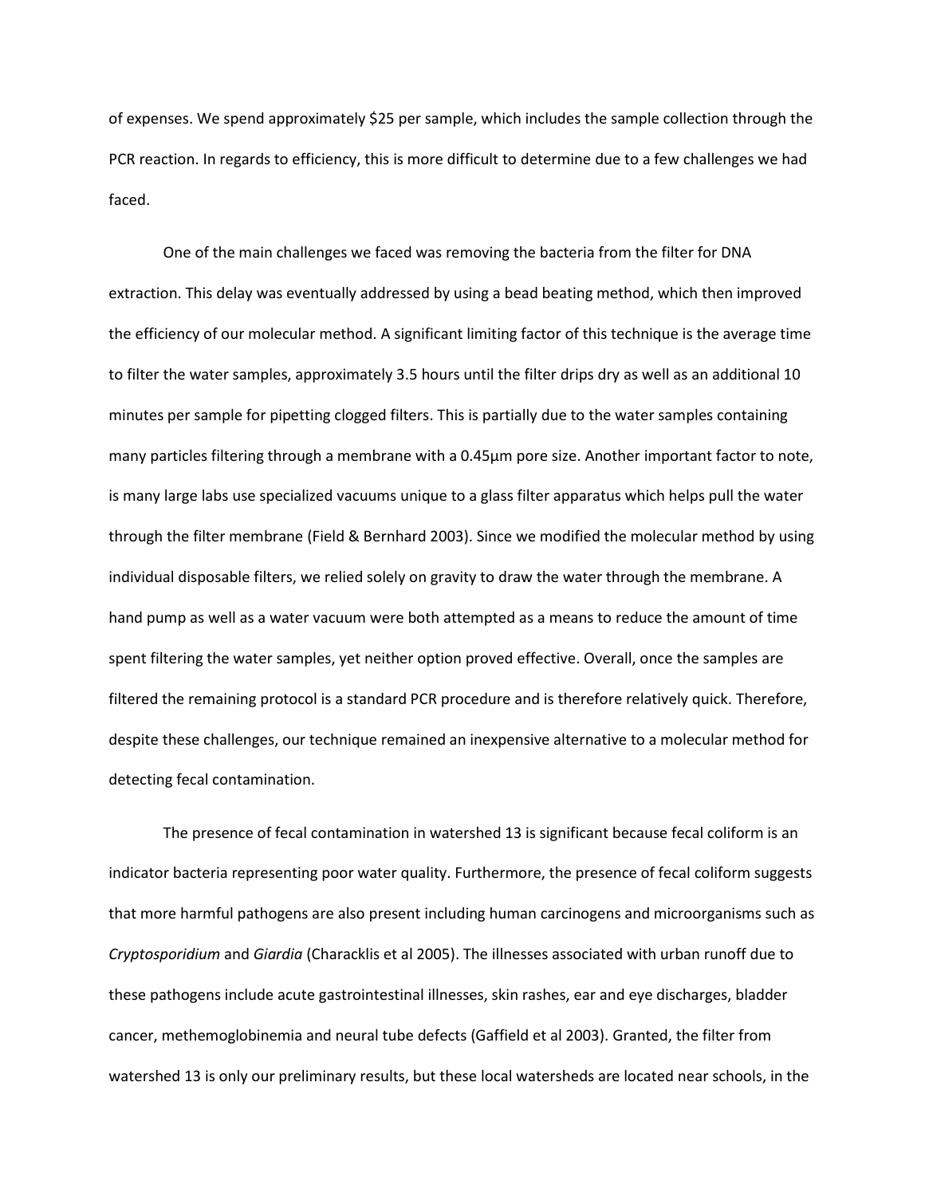of expenses. We spend approximately $25 per sample, which includes the sample collection through the PCR reaction. In regards to efficiency, this is more difficult to determine due to a few challenges we had faced.

One of the main challenges we faced was removing the bacteria from the filter for DNA extraction. This delay was eventually addressed by using a bead beating method, which then improved the efficiency of our molecular method. A significant limiting factor of this technique is the average time to filter the water samples, approximately 3.5 hours until the filter drips dry as well as an additional 10 minutes per sample for pipetting clogged filters. This is partially due to the water samples containing many particles filtering through a membrane with a 0.45µm pore size. Another important factor to note, is many large labs use specialized vacuums unique to a glass filter apparatus which helps pull the water through the filter membrane (Field & Bernhard 2003). Since we modified the molecular method by using individual disposable filters, we relied solely on gravity to draw the water through the membrane. A hand pump as well as a water vacuum were both attempted as a means to reduce the amount of time spent filtering the water samples, yet neither option proved effective. Overall, once the samples are filtered the remaining protocol is a standard PCR procedure and is therefore relatively quick. Therefore, despite these challenges, our technique remained an inexpensive alternative to a molecular method for detecting fecal contamination.

The presence of fecal contamination in watershed 13 is significant because fecal coliform is an indicator bacteria representing poor water quality. Furthermore, the presence of fecal coliform suggests that more harmful pathogens are also present including human carcinogens and microorganisms such as *Cryptosporidium* and *Giardia* (Characklis et al 2005). The illnesses associated with urban runoff due to these pathogens include acute gastrointestinal illnesses, skin rashes, ear and eye discharges, bladder cancer, methemoglobinemia and neural tube defects (Gaffield et al 2003). Granted, the filter from watershed 13 is only our preliminary results, but these local watersheds are located near schools, in the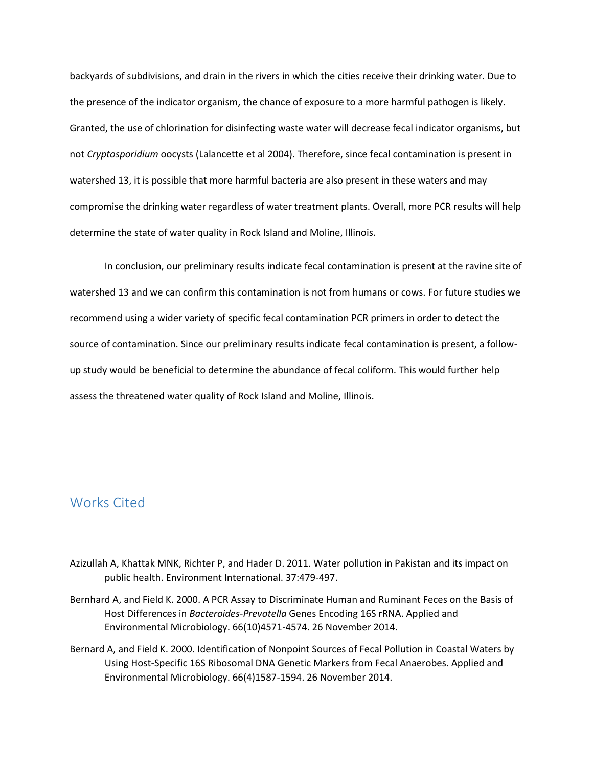backyards of subdivisions, and drain in the rivers in which the cities receive their drinking water. Due to the presence of the indicator organism, the chance of exposure to a more harmful pathogen is likely. Granted, the use of chlorination for disinfecting waste water will decrease fecal indicator organisms, but not *Cryptosporidium* oocysts (Lalancette et al 2004). Therefore, since fecal contamination is present in watershed 13, it is possible that more harmful bacteria are also present in these waters and may compromise the drinking water regardless of water treatment plants. Overall, more PCR results will help determine the state of water quality in Rock Island and Moline, Illinois.

In conclusion, our preliminary results indicate fecal contamination is present at the ravine site of watershed 13 and we can confirm this contamination is not from humans or cows. For future studies we recommend using a wider variety of specific fecal contamination PCR primers in order to detect the source of contamination. Since our preliminary results indicate fecal contamination is present, a follow-up study would be beneficial to determine the abundance of fecal coliform. This would further help assess the threatened water quality of Rock Island and Moline, Illinois.

## Works Cited

Azizullah A, Khattak MNK, Richter P, and Hader D. 2011. Water pollution in Pakistan and its impact on public health. Environment International. 37:479-497.

Bernhard A, and Field K. 2000. A PCR Assay to Discriminate Human and Ruminant Feces on the Basis of Host Differences in *Bacteroides-Prevotella* Genes Encoding 16S rRNA. Applied and Environmental Microbiology. 66(10)4571-4574. 26 November 2014.

Bernard A, and Field K. 2000. Identification of Nonpoint Sources of Fecal Pollution in Coastal Waters by Using Host-Specific 16S Ribosomal DNA Genetic Markers from Fecal Anaerobes. Applied and Environmental Microbiology. 66(4)1587-1594. 26 November 2014.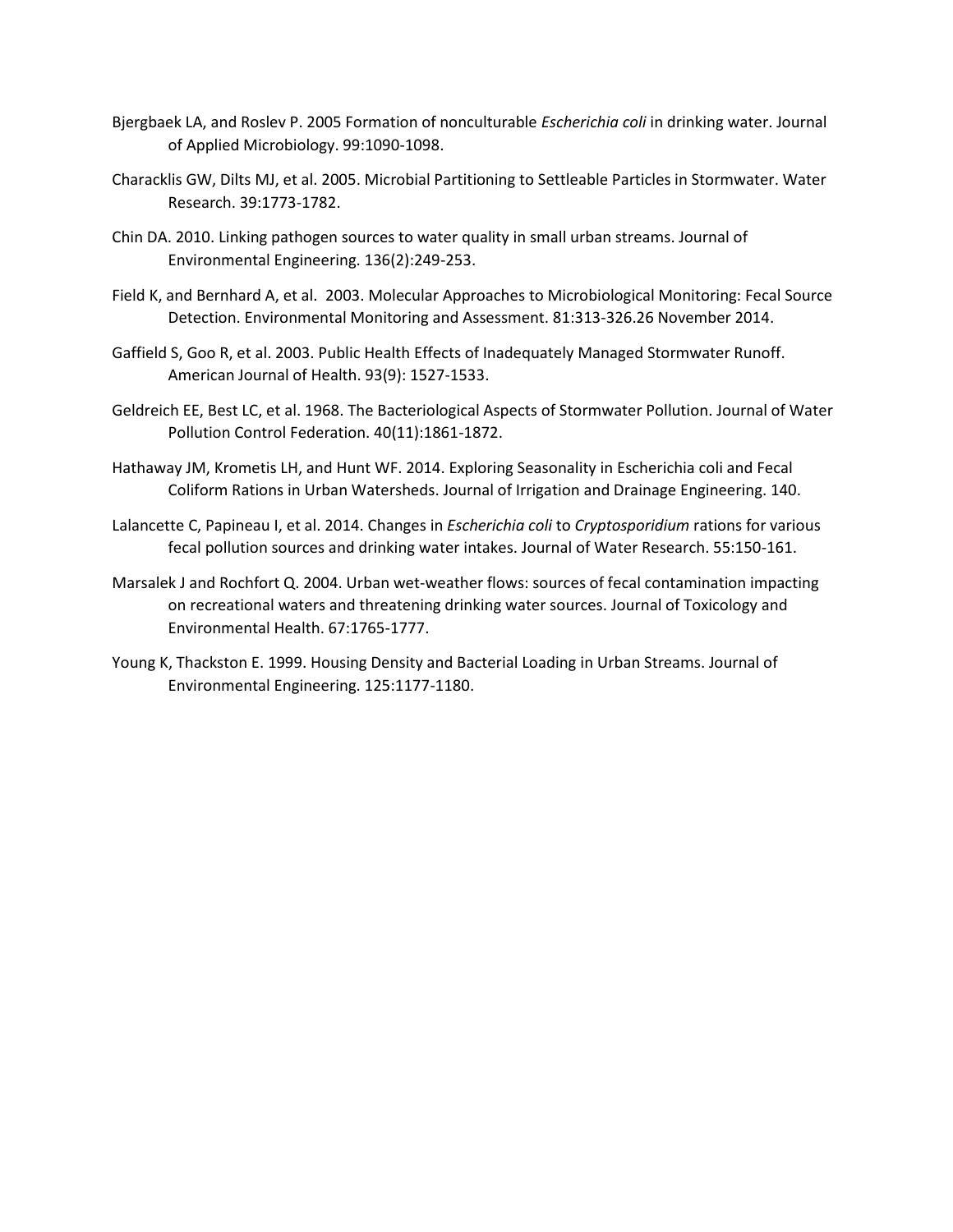Bjergbaek LA, and Roslev P. 2005 Formation of nonculturable *Escherichia coli* in drinking water. Journal of Applied Microbiology. 99:1090-1098.

Characklis GW, Dilts MJ, et al. 2005. Microbial Partitioning to Settleable Particles in Stormwater. Water Research. 39:1773-1782.

Chin DA. 2010. Linking pathogen sources to water quality in small urban streams. Journal of Environmental Engineering. 136(2):249-253.

Field K, and Bernhard A, et al. 2003. Molecular Approaches to Microbiological Monitoring: Fecal Source Detection. Environmental Monitoring and Assessment. 81:313-326.26 November 2014.

Gaffield S, Goo R, et al. 2003. Public Health Effects of Inadequately Managed Stormwater Runoff. American Journal of Health. 93(9): 1527-1533.

Geldreich EE, Best LC, et al. 1968. The Bacteriological Aspects of Stormwater Pollution. Journal of Water Pollution Control Federation. 40(11):1861-1872.

Hathaway JM, Krometis LH, and Hunt WF. 2014. Exploring Seasonality in Escherichia coli and Fecal Coliform Rations in Urban Watersheds. Journal of Irrigation and Drainage Engineering. 140.

Lalancette C, Papineau I, et al. 2014. Changes in *Escherichia coli* to *Cryptosporidium* rations for various fecal pollution sources and drinking water intakes. Journal of Water Research. 55:150-161.

Marsalek J and Rochfort Q. 2004. Urban wet-weather flows: sources of fecal contamination impacting on recreational waters and threatening drinking water sources. Journal of Toxicology and Environmental Health. 67:1765-1777.

Young K, Thackston E. 1999. Housing Density and Bacterial Loading in Urban Streams. Journal of Environmental Engineering. 125:1177-1180.